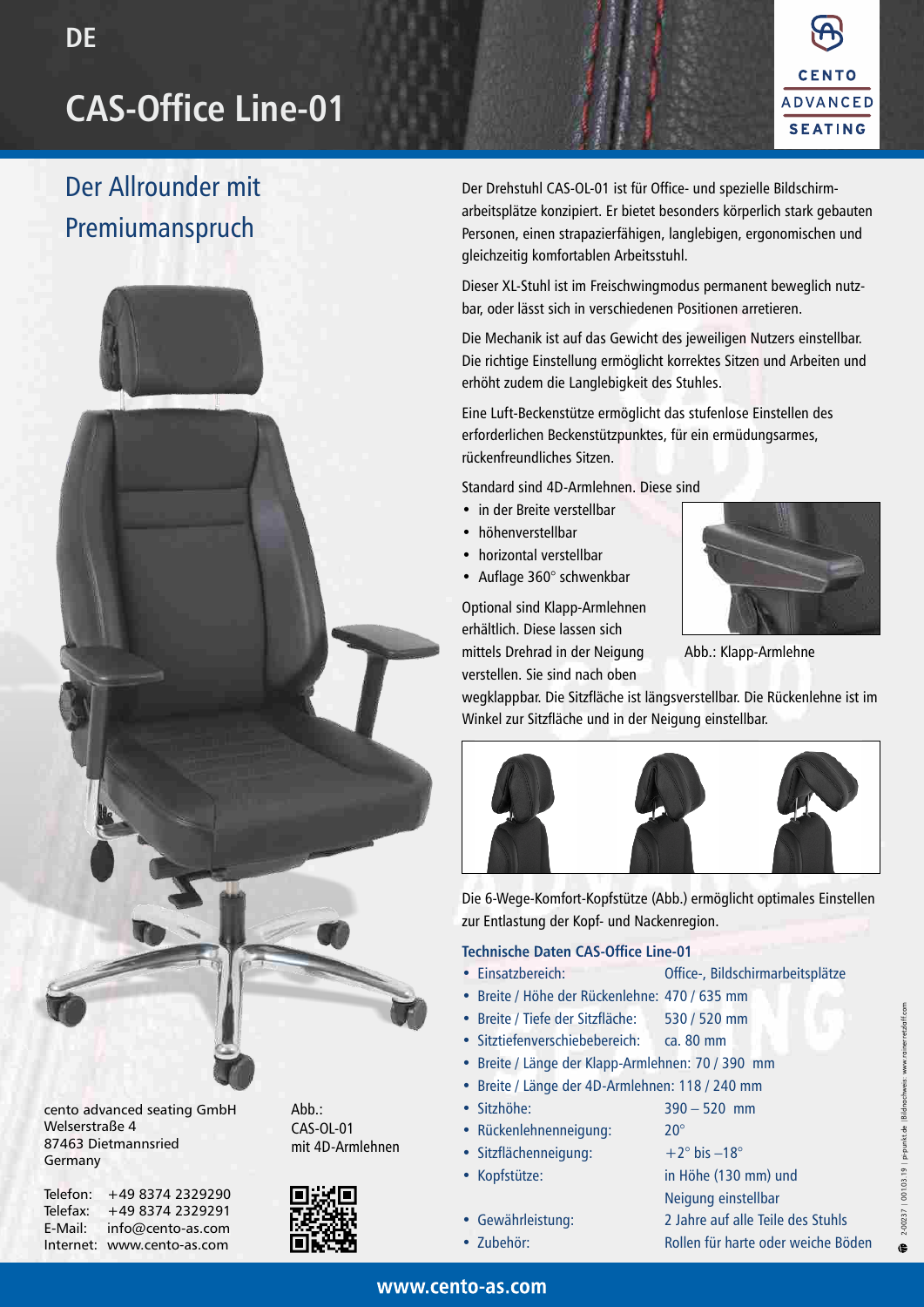DE

# CAS-Office Line-01

CENTO ADVANCED SEATING

## Der Allrounder mit Premiumanspruch

Der Drehstuhl CAS-OL-01 ist für Office- und spezielle Bildschirmarbeitsplätze konzipiert. Er bietet besonders körperlich stark gebauten Personen, einen strapazierfähigen, langlebigen, ergonomischen und gleichzeitig komfortablen Arbeitsstuhl.

Dieser XL-Stuhl ist im Freischwingmodus permanent beweglich nutzbar, oder lässt sich in verschiedenen Positionen arretieren.

Die Mechanik ist auf das Gewicht des jeweiligen Nutzers einstellbar. Die richtige Einstellung ermöglicht korrektes Sitzen und Arbeiten und erhöht zudem die Langlebigkeit des Stuhles.

Eine Luft-Beckenstütze ermöglicht das stufenlose Einstellen des erforderlichen Beckenstützpunktes, für ein ermüdungsarmes, rückenfreundliches Sitzen.

Standard sind 4D-Armlehnen. Diese sind

- in der Breite verstellbar
- höhenverstellbar
- horizontal verstellbar
- Auflage 360° schwenkbar

Optional sind Klapp-Armlehnen erhältlich. Diese lassen sich mittels Drehrad in der Neigung verstellen. Sie sind nach oben wegklappbar. Die Sitzfläche ist längsverstellbar. Die Rückenlehne ist im Winkel zur Sitzfläche und in der Neigung einstellbar.

Abb.: Klapp-Armlehne

Die 6-Wege-Komfort-Kopfstütze (Abb.) ermöglicht optimales Einstellen zur Entlastung der Kopf- und Nackenregion.

### Technische Daten CAS-Office Line-01

- Einsatzbereich: Office-, Bildschirmarbeitsplätze
- Breite / Höhe der Rückenlehne: 470 / 635 mm
- Breite / Tiefe der Sitzfläche: 530 / 520 mm
- Sitztiefenverschiebebereich: ca. 80 mm
- Breite / Länge der Klapp-Armlehnen: 70 / 390 mm
- Breite / Länge der 4D-Armlehnen: 118 / 240 mm
- Sitzhöhe: 390 – 520 mm
- Rückenlehnenneigung: 20°
- Sitzflächenneigung: +2° bis –18°
- Kopfstütze: in Höhe (130 mm) und Neigung einstellbar
- Gewährleistung: 2 Jahre auf alle Teile des Stuhls
- Zubehör: Rollen für harte oder weiche Böden

Abb.:
CAS-OL-01
mit 4D-Armlehnen

cento advanced seating GmbH
Welserstraße 4
87463 Dietmannsried
Germany

Telefon: +49 8374 2329290
Telefax: +49 8374 2329291
E-Mail: info@cento-as.com
Internet: www.cento-as.com

www.cento-as.com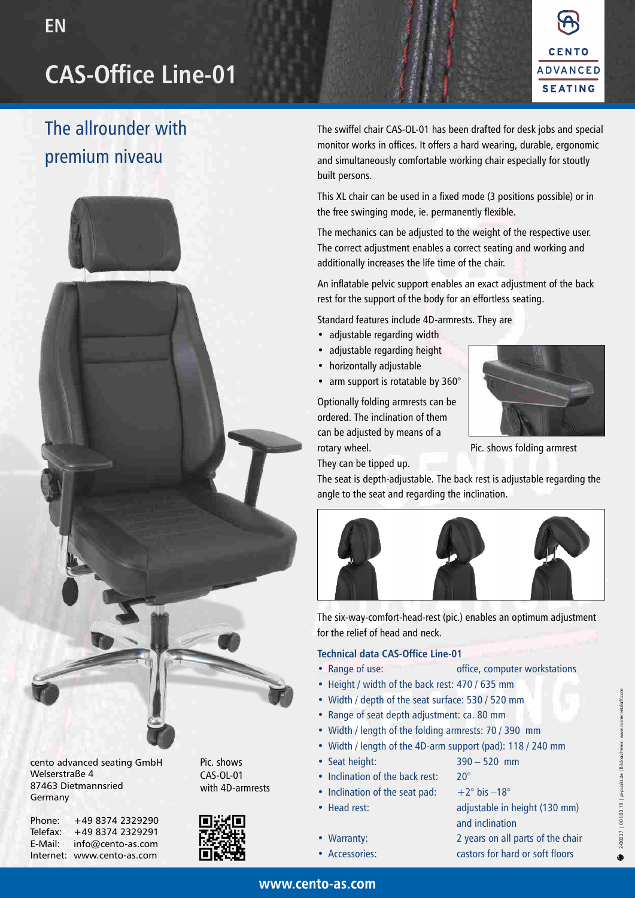EN

# CAS-Office Line-01

## The allrounder with premium niveau

The swiffel chair CAS-OL-01 has been drafted for desk jobs and special monitor works in offices. It offers a hard wearing, durable, ergonomic and simultaneously comfortable working chair especially for stoutly built persons.

This XL chair can be used in a fixed mode (3 positions possible) or in the free swinging mode, ie. permanently flexible.

The mechanics can be adjusted to the weight of the respective user. The correct adjustment enables a correct seating and working and additionally increases the life time of the chair.

An inflatable pelvic support enables an exact adjustment of the back rest for the support of the body for an effortless seating.

Standard features include 4D-armrests. They are

- adjustable regarding width
- adjustable regarding height
- horizontally adjustable
- arm support is rotatable by 360°

Optionally folding armrests can be ordered. The inclination of them can be adjusted by means of a rotary wheel.
They can be tipped up.

Pic. shows folding armrest

The seat is depth-adjustable. The back rest is adjustable regarding the angle to the seat and regarding the inclination.

The six-way-comfort-head-rest (pic.) enables an optimum adjustment for the relief of head and neck.

### Technical data CAS-Office Line-01

- Range of use: office, computer workstations
- Height / width of the back rest: 470 / 635 mm
- Width / depth of the seat surface: 530 / 520 mm
- Range of seat depth adjustment: ca. 80 mm
- Width / length of the folding armrests: 70 / 390 mm
- Width / length of the 4D-arm support (pad): 118 / 240 mm
- Seat height: 390 – 520 mm
- Inclination of the back rest: 20°
- Inclination of the seat pad: +2° bis –18°
- Head rest: adjustable in height (130 mm) and inclination
- Warranty: 2 years on all parts of the chair
- Accessories: castors for hard or soft floors

Pic. shows
CAS-OL-01
with 4D-armrests

cento advanced seating GmbH
Welserstraße 4
87463 Dietmannsried
Germany

Phone: +49 8374 2329290
Telefax: +49 8374 2329291
E-Mail: info@cento-as.com
Internet: www.cento-as.com

www.cento-as.com